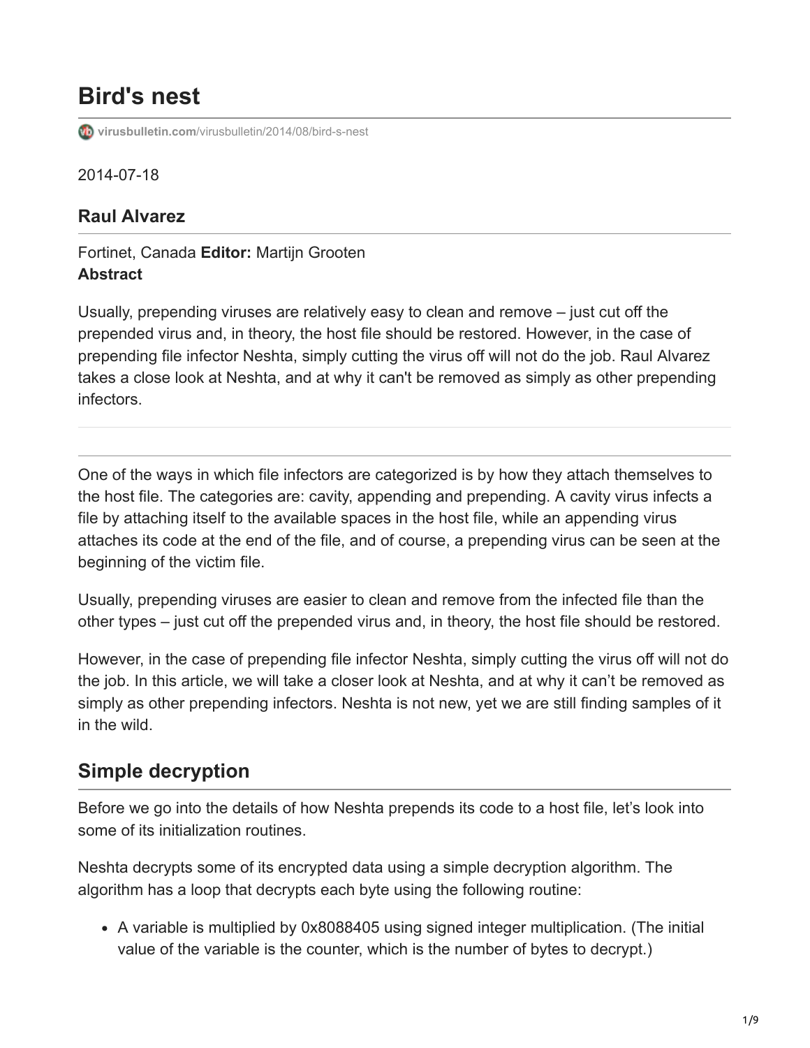# Bird's nest

virusbulletin.com/virusbulletin/2014/08/bird-s-nest

2014-07-18

### Raul Alvarez

Fortinet, Canada **Editor:** Martijn Grooten

**Abstract**

Usually, prepending viruses are relatively easy to clean and remove – just cut off the prepended virus and, in theory, the host file should be restored. However, in the case of prepending file infector Neshta, simply cutting the virus off will not do the job. Raul Alvarez takes a close look at Neshta, and at why it can't be removed as simply as other prepending infectors.

---

One of the ways in which file infectors are categorized is by how they attach themselves to the host file. The categories are: cavity, appending and prepending. A cavity virus infects a file by attaching itself to the available spaces in the host file, while an appending virus attaches its code at the end of the file, and of course, a prepending virus can be seen at the beginning of the victim file.

Usually, prepending viruses are easier to clean and remove from the infected file than the other types – just cut off the prepended virus and, in theory, the host file should be restored.

However, in the case of prepending file infector Neshta, simply cutting the virus off will not do the job. In this article, we will take a closer look at Neshta, and at why it can't be removed as simply as other prepending infectors. Neshta is not new, yet we are still finding samples of it in the wild.

## Simple decryption

Before we go into the details of how Neshta prepends its code to a host file, let's look into some of its initialization routines.

Neshta decrypts some of its encrypted data using a simple decryption algorithm. The algorithm has a loop that decrypts each byte using the following routine:

- A variable is multiplied by 0x8088405 using signed integer multiplication. (The initial value of the variable is the counter, which is the number of bytes to decrypt.)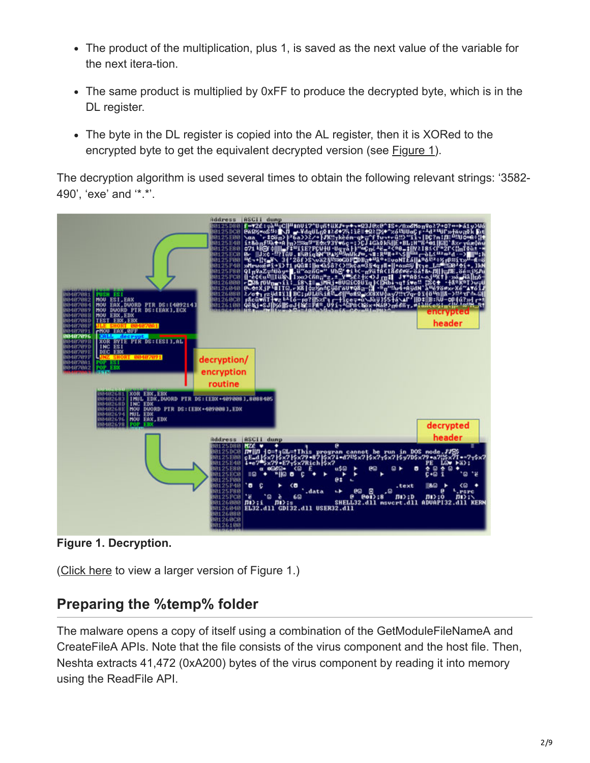- The product of the multiplication, plus 1, is saved as the next value of the variable for the next itera-tion.
- The same product is multiplied by 0xFF to produce the decrypted byte, which is in the DL register.
- The byte in the DL register is copied into the AL register, then it is XORed to the encrypted byte to get the equivalent decrypted version (see Figure 1).

The decryption algorithm is used several times to obtain the following relevant strings: '3582-490', 'exe' and '*.*'.

**Figure 1. Decryption.**

(Click here to view a larger version of Figure 1.)

## Preparing the %temp% folder

The malware opens a copy of itself using a combination of the GetModuleFileNameA and CreateFileA APIs. Note that the file consists of the virus component and the host file. Then, Neshta extracts 41,472 (0xA200) bytes of the virus component by reading it into memory using the ReadFile API.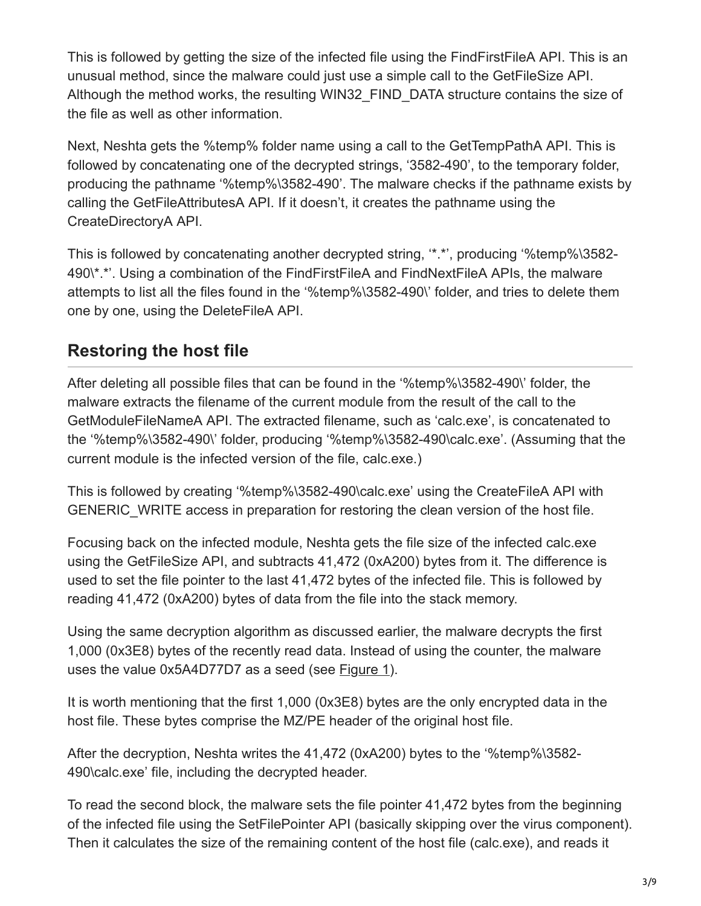This is followed by getting the size of the infected file using the FindFirstFileA API. This is an unusual method, since the malware could just use a simple call to the GetFileSize API. Although the method works, the resulting WIN32_FIND_DATA structure contains the size of the file as well as other information.

Next, Neshta gets the %temp% folder name using a call to the GetTempPathA API. This is followed by concatenating one of the decrypted strings, '3582-490', to the temporary folder, producing the pathname '%temp%\3582-490'. The malware checks if the pathname exists by calling the GetFileAttributesA API. If it doesn't, it creates the pathname using the CreateDirectoryA API.

This is followed by concatenating another decrypted string, '*.*', producing '%temp%\3582-490\*.*'. Using a combination of the FindFirstFileA and FindNextFileA APIs, the malware attempts to list all the files found in the '%temp%\3582-490\' folder, and tries to delete them one by one, using the DeleteFileA API.

## Restoring the host file

After deleting all possible files that can be found in the '%temp%\3582-490\' folder, the malware extracts the filename of the current module from the result of the call to the GetModuleFileNameA API. The extracted filename, such as 'calc.exe', is concatenated to the '%temp%\3582-490\' folder, producing '%temp%\3582-490\calc.exe'. (Assuming that the current module is the infected version of the file, calc.exe.)

This is followed by creating '%temp%\3582-490\calc.exe' using the CreateFileA API with GENERIC_WRITE access in preparation for restoring the clean version of the host file.

Focusing back on the infected module, Neshta gets the file size of the infected calc.exe using the GetFileSize API, and subtracts 41,472 (0xA200) bytes from it. The difference is used to set the file pointer to the last 41,472 bytes of the infected file. This is followed by reading 41,472 (0xA200) bytes of data from the file into the stack memory.

Using the same decryption algorithm as discussed earlier, the malware decrypts the first 1,000 (0x3E8) bytes of the recently read data. Instead of using the counter, the malware uses the value 0x5A4D77D7 as a seed (see Figure 1).

It is worth mentioning that the first 1,000 (0x3E8) bytes are the only encrypted data in the host file. These bytes comprise the MZ/PE header of the original host file.

After the decryption, Neshta writes the 41,472 (0xA200) bytes to the '%temp%\3582-490\calc.exe' file, including the decrypted header.

To read the second block, the malware sets the file pointer 41,472 bytes from the beginning of the infected file using the SetFilePointer API (basically skipping over the virus component). Then it calculates the size of the remaining content of the host file (calc.exe), and reads it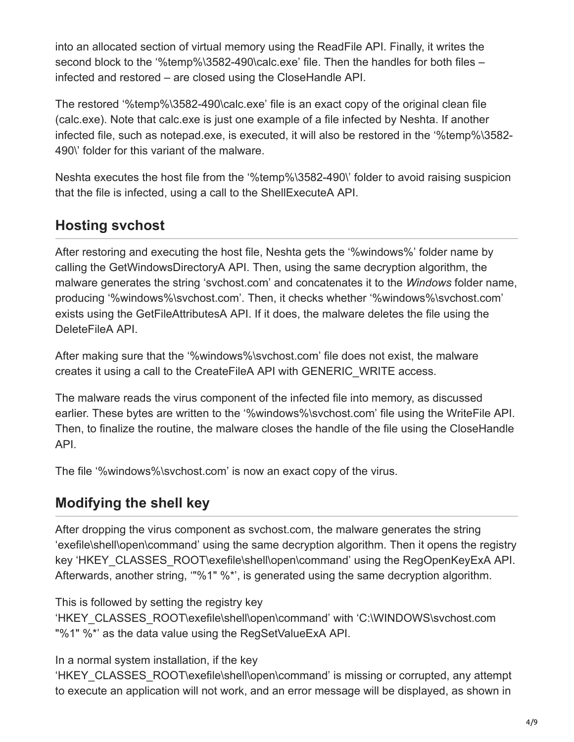into an allocated section of virtual memory using the ReadFile API. Finally, it writes the second block to the '%temp%\3582-490\calc.exe' file. Then the handles for both files – infected and restored – are closed using the CloseHandle API.

The restored '%temp%\3582-490\calc.exe' file is an exact copy of the original clean file (calc.exe). Note that calc.exe is just one example of a file infected by Neshta. If another infected file, such as notepad.exe, is executed, it will also be restored in the '%temp%\3582-490\' folder for this variant of the malware.

Neshta executes the host file from the '%temp%\3582-490\' folder to avoid raising suspicion that the file is infected, using a call to the ShellExecuteA API.

## Hosting svchost

After restoring and executing the host file, Neshta gets the '%windows%' folder name by calling the GetWindowsDirectoryA API. Then, using the same decryption algorithm, the malware generates the string 'svchost.com' and concatenates it to the *Windows* folder name, producing '%windows%\svchost.com'. Then, it checks whether '%windows%\svchost.com' exists using the GetFileAttributesA API. If it does, the malware deletes the file using the DeleteFileA API.

After making sure that the '%windows%\svchost.com' file does not exist, the malware creates it using a call to the CreateFileA API with GENERIC_WRITE access.

The malware reads the virus component of the infected file into memory, as discussed earlier. These bytes are written to the '%windows%\svchost.com' file using the WriteFile API. Then, to finalize the routine, the malware closes the handle of the file using the CloseHandle API.

The file '%windows%\svchost.com' is now an exact copy of the virus.

## Modifying the shell key

After dropping the virus component as svchost.com, the malware generates the string 'exefile\shell\open\command' using the same decryption algorithm. Then it opens the registry key 'HKEY_CLASSES_ROOT\exefile\shell\open\command' using the RegOpenKeyExA API. Afterwards, another string, '"%1" %*', is generated using the same decryption algorithm.

This is followed by setting the registry key 'HKEY_CLASSES_ROOT\exefile\shell\open\command' with 'C:\WINDOWS\svchost.com "%1" %*' as the data value using the RegSetValueExA API.

In a normal system installation, if the key 'HKEY_CLASSES_ROOT\exefile\shell\open\command' is missing or corrupted, any attempt to execute an application will not work, and an error message will be displayed, as shown in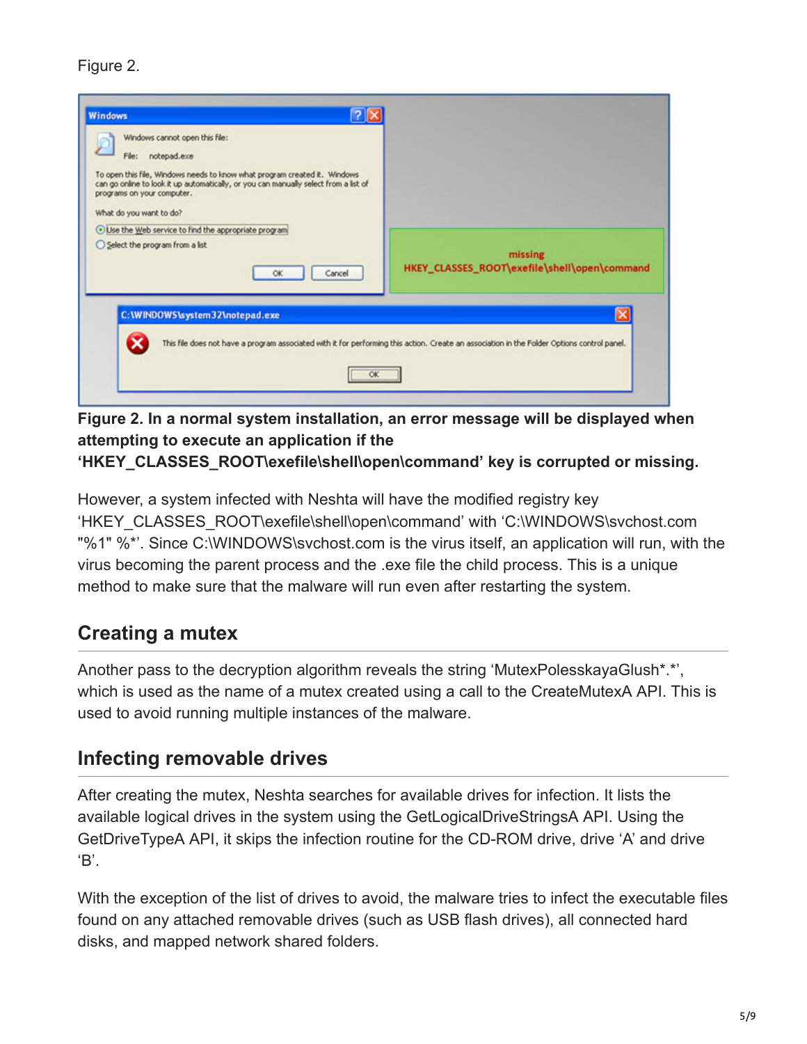Figure 2.

**Figure 2. In a normal system installation, an error message will be displayed when attempting to execute an application if the 'HKEY_CLASSES_ROOT\exefile\shell\open\command' key is corrupted or missing.**

However, a system infected with Neshta will have the modified registry key 'HKEY_CLASSES_ROOT\exefile\shell\open\command' with 'C:\WINDOWS\svchost.com "%1" %*'. Since C:\WINDOWS\svchost.com is the virus itself, an application will run, with the virus becoming the parent process and the .exe file the child process. This is a unique method to make sure that the malware will run even after restarting the system.

## Creating a mutex

Another pass to the decryption algorithm reveals the string 'MutexPolesskayaGlush*.*', which is used as the name of a mutex created using a call to the CreateMutexA API. This is used to avoid running multiple instances of the malware.

## Infecting removable drives

After creating the mutex, Neshta searches for available drives for infection. It lists the available logical drives in the system using the GetLogicalDriveStringsA API. Using the GetDriveTypeA API, it skips the infection routine for the CD-ROM drive, drive 'A' and drive 'B'.

With the exception of the list of drives to avoid, the malware tries to infect the executable files found on any attached removable drives (such as USB flash drives), all connected hard disks, and mapped network shared folders.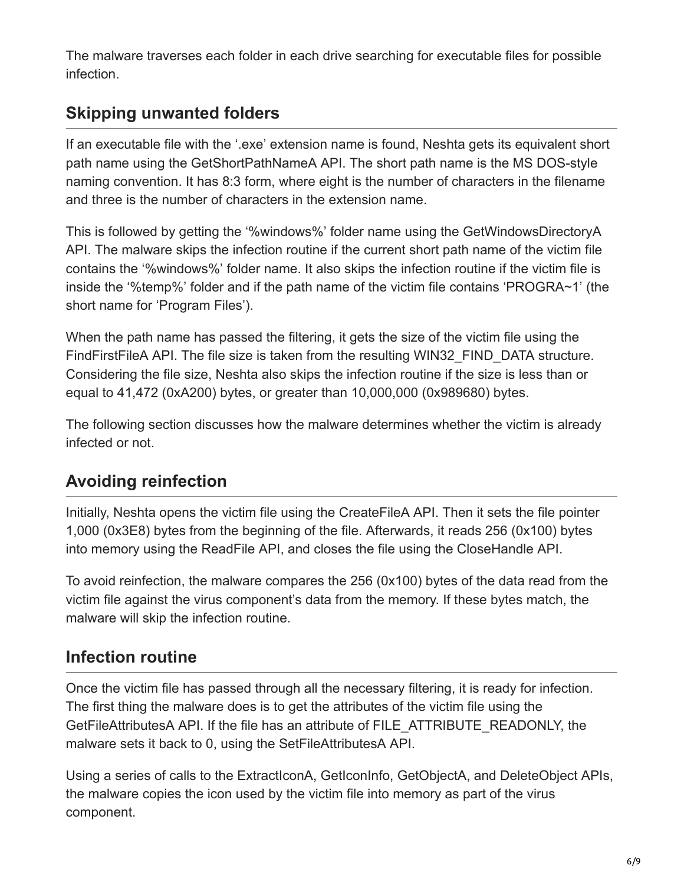The malware traverses each folder in each drive searching for executable files for possible infection.

## Skipping unwanted folders

If an executable file with the '.exe' extension name is found, Neshta gets its equivalent short path name using the GetShortPathNameA API. The short path name is the MS DOS-style naming convention. It has 8:3 form, where eight is the number of characters in the filename and three is the number of characters in the extension name.

This is followed by getting the '%windows%' folder name using the GetWindowsDirectoryA API. The malware skips the infection routine if the current short path name of the victim file contains the '%windows%' folder name. It also skips the infection routine if the victim file is inside the '%temp%' folder and if the path name of the victim file contains 'PROGRA~1' (the short name for 'Program Files').

When the path name has passed the filtering, it gets the size of the victim file using the FindFirstFileA API. The file size is taken from the resulting WIN32_FIND_DATA structure. Considering the file size, Neshta also skips the infection routine if the size is less than or equal to 41,472 (0xA200) bytes, or greater than 10,000,000 (0x989680) bytes.

The following section discusses how the malware determines whether the victim is already infected or not.

## Avoiding reinfection

Initially, Neshta opens the victim file using the CreateFileA API. Then it sets the file pointer 1,000 (0x3E8) bytes from the beginning of the file. Afterwards, it reads 256 (0x100) bytes into memory using the ReadFile API, and closes the file using the CloseHandle API.

To avoid reinfection, the malware compares the 256 (0x100) bytes of the data read from the victim file against the virus component's data from the memory. If these bytes match, the malware will skip the infection routine.

## Infection routine

Once the victim file has passed through all the necessary filtering, it is ready for infection. The first thing the malware does is to get the attributes of the victim file using the GetFileAttributesA API. If the file has an attribute of FILE_ATTRIBUTE_READONLY, the malware sets it back to 0, using the SetFileAttributesA API.

Using a series of calls to the ExtractIconA, GetIconInfo, GetObjectA, and DeleteObject APIs, the malware copies the icon used by the victim file into memory as part of the virus component.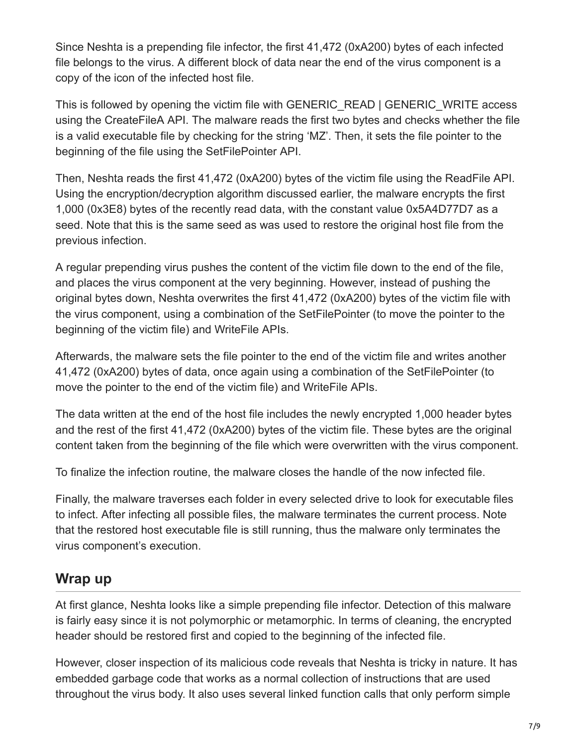Since Neshta is a prepending file infector, the first 41,472 (0xA200) bytes of each infected file belongs to the virus. A different block of data near the end of the virus component is a copy of the icon of the infected host file.

This is followed by opening the victim file with GENERIC_READ | GENERIC_WRITE access using the CreateFileA API. The malware reads the first two bytes and checks whether the file is a valid executable file by checking for the string 'MZ'. Then, it sets the file pointer to the beginning of the file using the SetFilePointer API.

Then, Neshta reads the first 41,472 (0xA200) bytes of the victim file using the ReadFile API. Using the encryption/decryption algorithm discussed earlier, the malware encrypts the first 1,000 (0x3E8) bytes of the recently read data, with the constant value 0x5A4D77D7 as a seed. Note that this is the same seed as was used to restore the original host file from the previous infection.

A regular prepending virus pushes the content of the victim file down to the end of the file, and places the virus component at the very beginning. However, instead of pushing the original bytes down, Neshta overwrites the first 41,472 (0xA200) bytes of the victim file with the virus component, using a combination of the SetFilePointer (to move the pointer to the beginning of the victim file) and WriteFile APIs.

Afterwards, the malware sets the file pointer to the end of the victim file and writes another 41,472 (0xA200) bytes of data, once again using a combination of the SetFilePointer (to move the pointer to the end of the victim file) and WriteFile APIs.

The data written at the end of the host file includes the newly encrypted 1,000 header bytes and the rest of the first 41,472 (0xA200) bytes of the victim file. These bytes are the original content taken from the beginning of the file which were overwritten with the virus component.

To finalize the infection routine, the malware closes the handle of the now infected file.

Finally, the malware traverses each folder in every selected drive to look for executable files to infect. After infecting all possible files, the malware terminates the current process. Note that the restored host executable file is still running, thus the malware only terminates the virus component's execution.

## Wrap up

At first glance, Neshta looks like a simple prepending file infector. Detection of this malware is fairly easy since it is not polymorphic or metamorphic. In terms of cleaning, the encrypted header should be restored first and copied to the beginning of the infected file.

However, closer inspection of its malicious code reveals that Neshta is tricky in nature. It has embedded garbage code that works as a normal collection of instructions that are used throughout the virus body. It also uses several linked function calls that only perform simple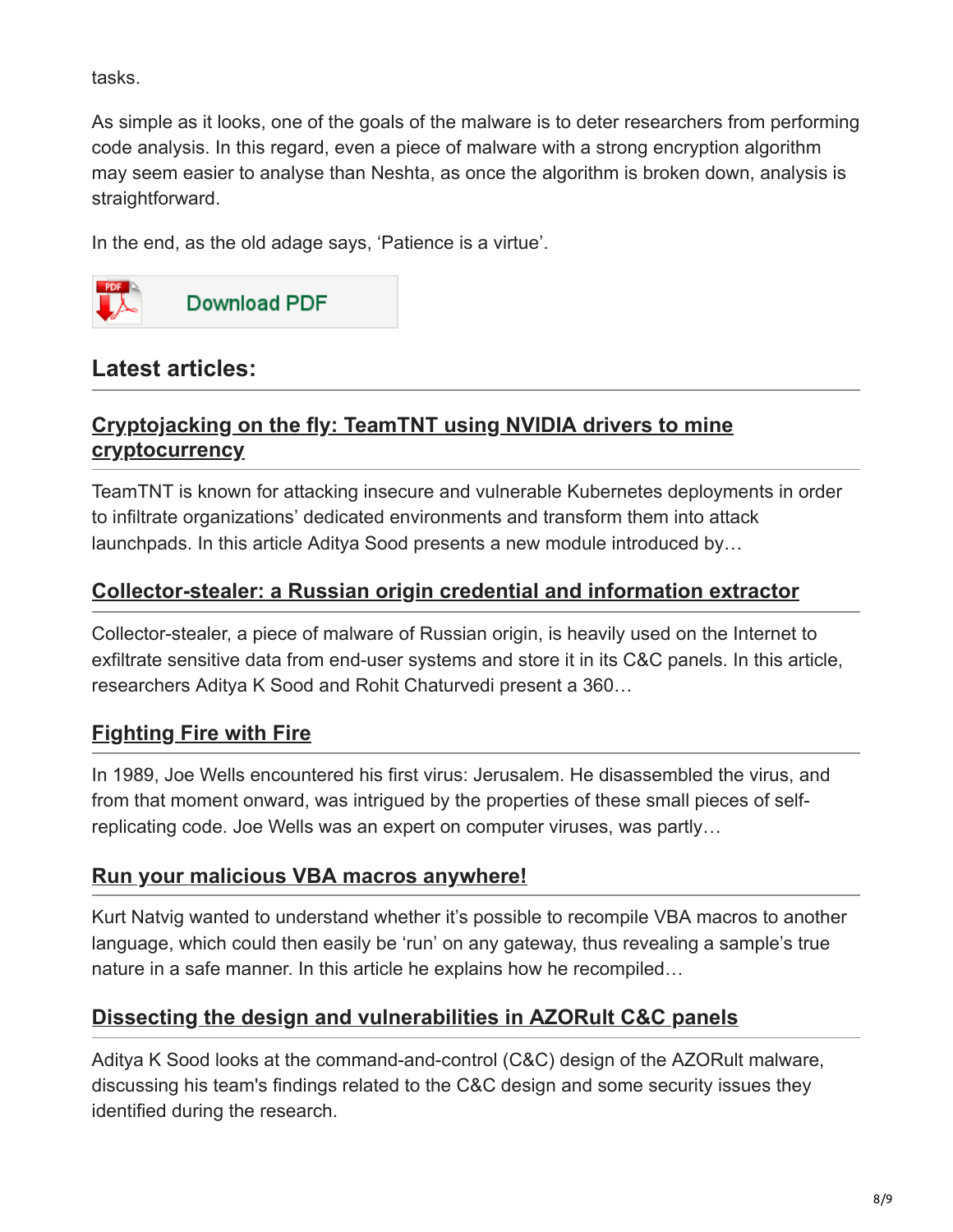tasks.

As simple as it looks, one of the goals of the malware is to deter researchers from performing code analysis. In this regard, even a piece of malware with a strong encryption algorithm may seem easier to analyse than Neshta, as once the algorithm is broken down, analysis is straightforward.

In the end, as the old adage says, 'Patience is a virtue'.

Download PDF

## Latest articles:

### Cryptojacking on the fly: TeamTNT using NVIDIA drivers to mine cryptocurrency

TeamTNT is known for attacking insecure and vulnerable Kubernetes deployments in order to infiltrate organizations' dedicated environments and transform them into attack launchpads. In this article Aditya Sood presents a new module introduced by…

### Collector-stealer: a Russian origin credential and information extractor

Collector-stealer, a piece of malware of Russian origin, is heavily used on the Internet to exfiltrate sensitive data from end-user systems and store it in its C&C panels. In this article, researchers Aditya K Sood and Rohit Chaturvedi present a 360…

### Fighting Fire with Fire

In 1989, Joe Wells encountered his first virus: Jerusalem. He disassembled the virus, and from that moment onward, was intrigued by the properties of these small pieces of self-replicating code. Joe Wells was an expert on computer viruses, was partly…

### Run your malicious VBA macros anywhere!

Kurt Natvig wanted to understand whether it's possible to recompile VBA macros to another language, which could then easily be 'run' on any gateway, thus revealing a sample's true nature in a safe manner. In this article he explains how he recompiled…

### Dissecting the design and vulnerabilities in AZORult C&C panels

Aditya K Sood looks at the command-and-control (C&C) design of the AZORult malware, discussing his team's findings related to the C&C design and some security issues they identified during the research.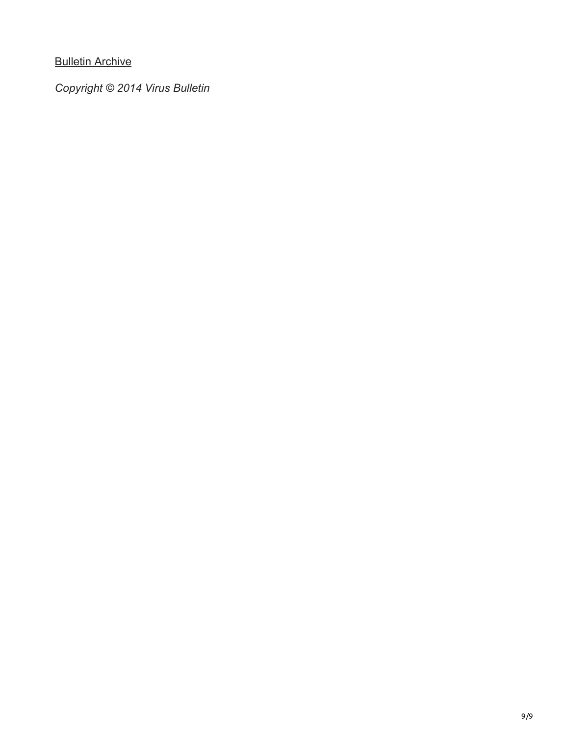[Bulletin Archive]

*Copyright © 2014 Virus Bulletin*